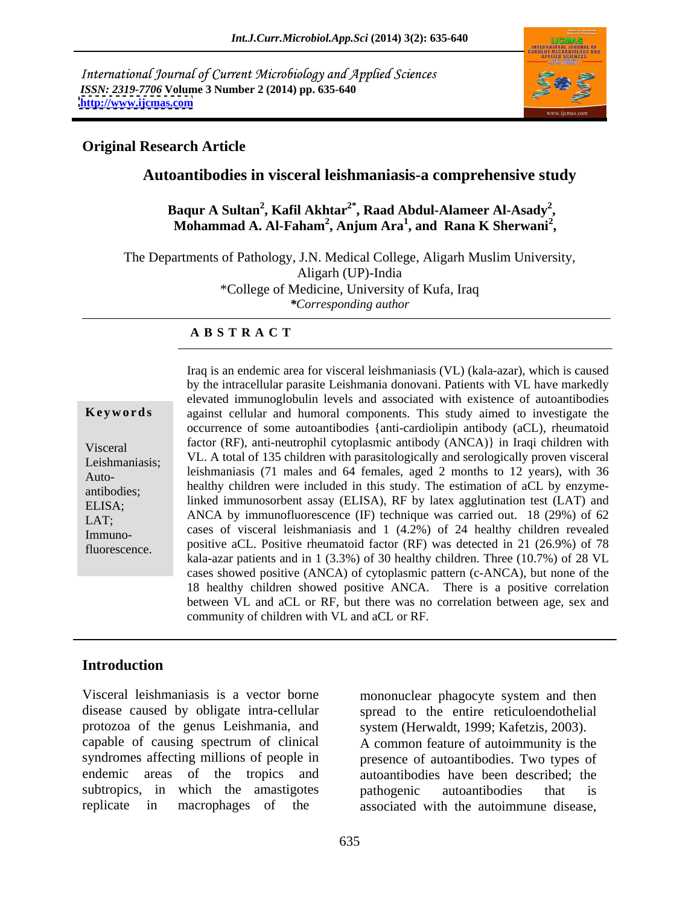International Journal of Current Microbiology and Applied Sciences
*ISSN: 2319-7706* **Volume 3 Number 2 (2014) pp. 635-640**
**http://www.ijcmas.com**

**Original Research Article**

# Autoantibodies in visceral leishmaniasis-a comprehensive study

**Baqur A Sultan[2], Kafil Akhtar[2*], Raad Abdul-Alameer Al-Asady[2], Mohammad A. Al-Faham[2], Anjum Ara[1], and Rana K Sherwani[2],**

The Departments of Pathology, J.N. Medical College, Aligarh Muslim University, Aligarh (UP)-India
*College of Medicine, University of Kufa, Iraq
**Corresponding author*

**A B S T R A C T**

**Keywords**

Visceral Leishmaniasis; Auto-antibodies; ELISA; LAT; Immuno-fluorescence.

Iraq is an endemic area for visceral leishmaniasis (VL) (kala-azar), which is caused by the intracellular parasite Leishmania donovani. Patients with VL have markedly elevated immunoglobulin levels and associated with existence of autoantibodies against cellular and humoral components. This study aimed to investigate the occurrence of some autoantibodies {anti-cardiolipin antibody (aCL), rheumatoid factor (RF), anti-neutrophil cytoplasmic antibody (ANCA)} in Iraqi children with VL. A total of 135 children with parasitologically and serologically proven visceral leishmaniasis (71 males and 64 females, aged 2 months to 12 years), with 36 healthy children were included in this study. The estimation of aCL by enzyme-linked immunosorbent assay (ELISA), RF by latex agglutination test (LAT) and ANCA by immunofluorescence (IF) technique was carried out. 18 (29%) of 62 cases of visceral leishmaniasis and 1 (4.2%) of 24 healthy children revealed positive aCL. Positive rheumatoid factor (RF) was detected in 21 (26.9%) of 78 kala-azar patients and in 1 (3.3%) of 30 healthy children. Three (10.7%) of 28 VL cases showed positive (ANCA) of cytoplasmic pattern (c-ANCA), but none of the 18 healthy children showed positive ANCA. There is a positive correlation between VL and aCL or RF, but there was no correlation between age, sex and community of children with VL and aCL or RF.

## Introduction

Visceral leishmaniasis is a vector borne disease caused by obligate intra-cellular protozoa of the genus Leishmania, and capable of causing spectrum of clinical syndromes affecting millions of people in endemic areas of the tropics and subtropics, in which the amastigotes replicate in macrophages of the mononuclear phagocyte system and then spread to the entire reticuloendothelial system (Herwaldt, 1999; Kafetzis, 2003).

A common feature of autoimmunity is the presence of autoantibodies. Two types of autoantibodies have been described; the pathogenic autoantibodies that is associated with the autoimmune disease,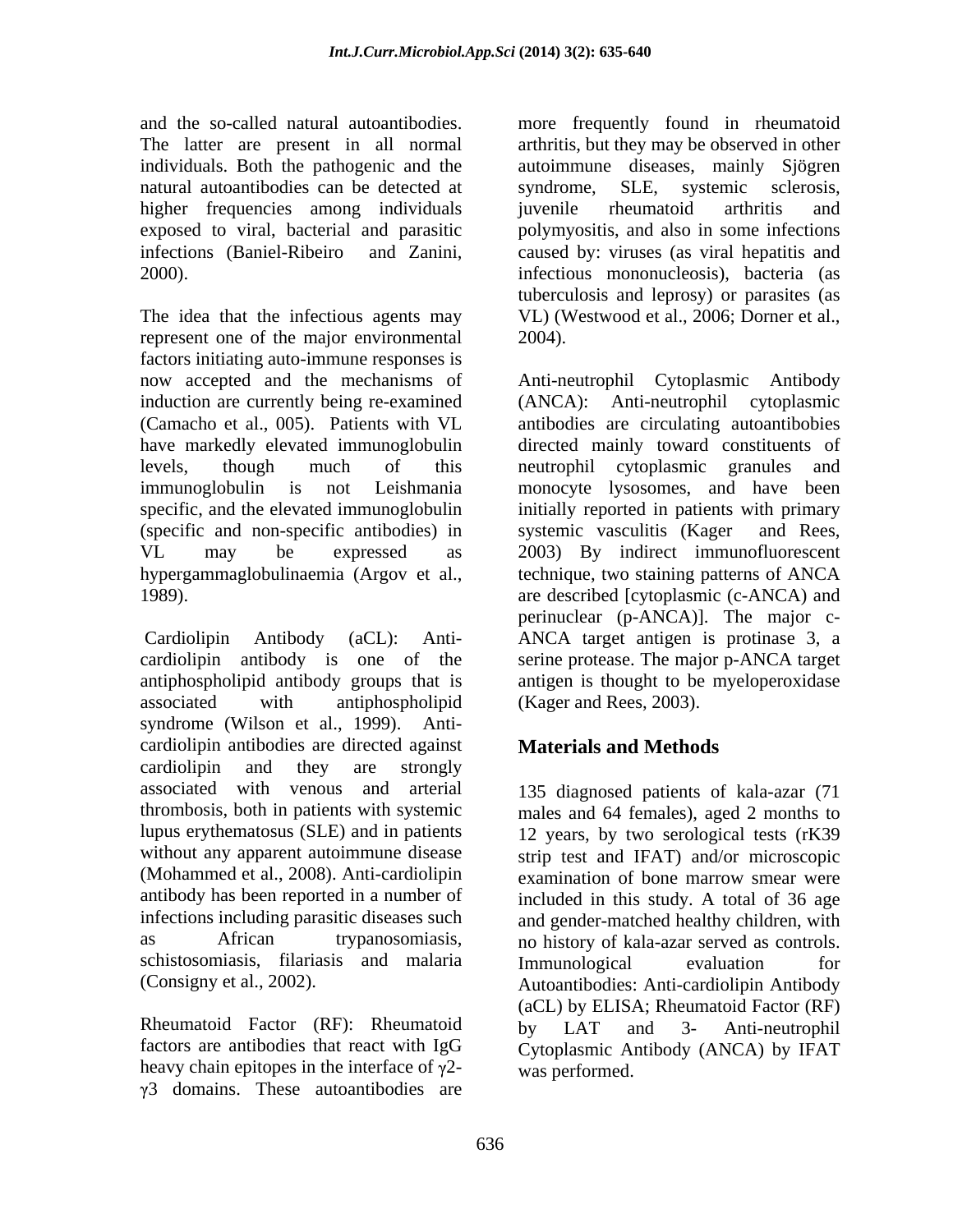and the so-called natural autoantibodies. The latter are present in all normal individuals. Both the pathogenic and the natural autoantibodies can be detected at higher frequencies among individuals exposed to viral, bacterial and parasitic infections (Baniel-Ribeiro and Zanini, 2000).

The idea that the infectious agents may represent one of the major environmental factors initiating auto-immune responses is now accepted and the mechanisms of induction are currently being re-examined (Camacho et al., 005). Patients with VL have markedly elevated immunoglobulin levels, though much of this immunoglobulin is not Leishmania specific, and the elevated immunoglobulin (specific and non-specific antibodies) in VL may be expressed as hypergammaglobulinaemia (Argov et al., 1989).

Cardiolipin Antibody (aCL): Anti-cardiolipin antibody is one of the antiphospholipid antibody groups that is associated with antiphospholipid syndrome (Wilson et al., 1999). Anti-cardiolipin antibodies are directed against cardiolipin and they are strongly associated with venous and arterial thrombosis, both in patients with systemic lupus erythematosus (SLE) and in patients without any apparent autoimmune disease (Mohammed et al., 2008). Anti-cardiolipin antibody has been reported in a number of infections including parasitic diseases such as African trypanosomiasis, schistosomiasis, filariasis and malaria (Consigny et al., 2002).

Rheumatoid Factor (RF): Rheumatoid factors are antibodies that react with IgG heavy chain epitopes in the interface of $\gamma$2-$\gamma$3 domains. These autoantibodies are more frequently found in rheumatoid arthritis, but they may be observed in other autoimmune diseases, mainly Sjögren syndrome, SLE, systemic sclerosis, juvenile rheumatoid arthritis and polymyositis, and also in some infections caused by: viruses (as viral hepatitis and infectious mononucleosis), bacteria (as tuberculosis and leprosy) or parasites (as VL) (Westwood et al., 2006; Dorner et al., 2004).

Anti-neutrophil Cytoplasmic Antibody (ANCA): Anti-neutrophil cytoplasmic antibodies are circulating autoantibobies directed mainly toward constituents of neutrophil cytoplasmic granules and monocyte lysosomes, and have been initially reported in patients with primary systemic vasculitis (Kager and Rees, 2003) By indirect immunofluorescent technique, two staining patterns of ANCA are described [cytoplasmic (c-ANCA) and perinuclear (p-ANCA)]. The major c-ANCA target antigen is protinase 3, a serine protease. The major p-ANCA target antigen is thought to be myeloperoxidase (Kager and Rees, 2003).

## Materials and Methods

135 diagnosed patients of kala-azar (71 males and 64 females), aged 2 months to 12 years, by two serological tests (rK39 strip test and IFAT) and/or microscopic examination of bone marrow smear were included in this study. A total of 36 age and gender-matched healthy children, with no history of kala-azar served as controls. Immunological evaluation for Autoantibodies: Anti-cardiolipin Antibody (aCL) by ELISA; Rheumatoid Factor (RF) by LAT and 3- Anti-neutrophil Cytoplasmic Antibody (ANCA) by IFAT was performed.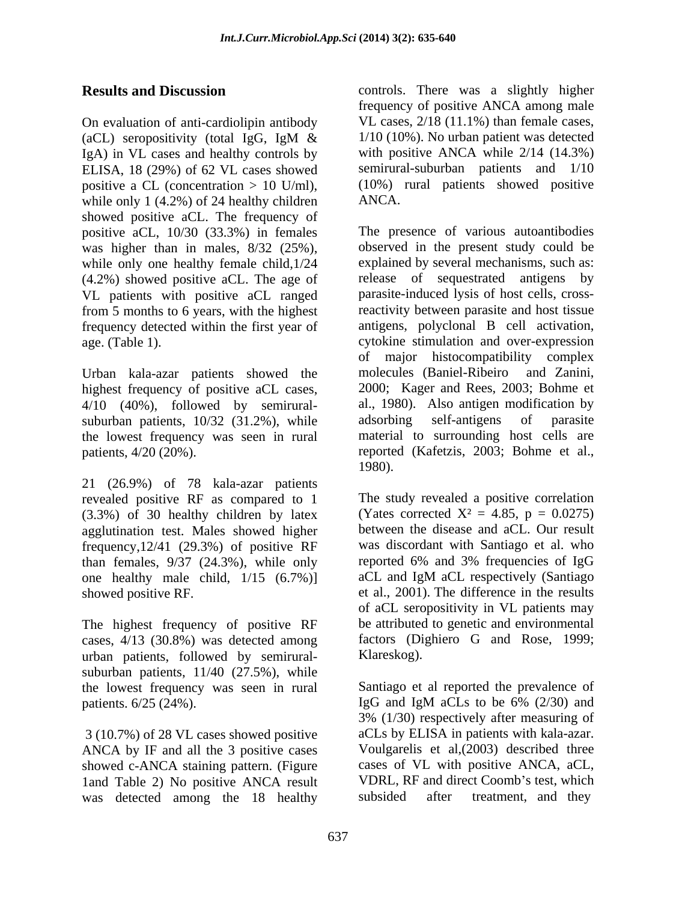## Results and Discussion

On evaluation of anti-cardiolipin antibody (aCL) seropositivity (total IgG, IgM & IgA) in VL cases and healthy controls by ELISA, 18 (29%) of 62 VL cases showed positive a CL (concentration > 10 U/ml), while only 1 (4.2%) of 24 healthy children showed positive aCL. The frequency of positive aCL, 10/30 (33.3%) in females was higher than in males, 8/32 (25%), while only one healthy female child,1/24 (4.2%) showed positive aCL. The age of VL patients with positive aCL ranged from 5 months to 6 years, with the highest frequency detected within the first year of age. (Table 1).

Urban kala-azar patients showed the highest frequency of positive aCL cases, 4/10 (40%), followed by semirural-suburban patients, 10/32 (31.2%), while the lowest frequency was seen in rural patients, 4/20 (20%).

21 (26.9%) of 78 kala-azar patients revealed positive RF as compared to 1 (3.3%) of 30 healthy children by latex agglutination test. Males showed higher frequency,12/41 (29.3%) of positive RF than females, 9/37 (24.3%), while only one healthy male child, 1/15 (6.7%)] showed positive RF.

The highest frequency of positive RF cases, 4/13 (30.8%) was detected among urban patients, followed by semirural-suburban patients, 11/40 (27.5%), while the lowest frequency was seen in rural patients. 6/25 (24%).

3 (10.7%) of 28 VL cases showed positive ANCA by IF and all the 3 positive cases showed c-ANCA staining pattern. (Figure 1and Table 2) No positive ANCA result was detected among the 18 healthy controls. There was a slightly higher frequency of positive ANCA among male VL cases, 2/18 (11.1%) than female cases, 1/10 (10%). No urban patient was detected with positive ANCA while 2/14 (14.3%) semirural-suburban patients and 1/10 (10%) rural patients showed positive ANCA.

The presence of various autoantibodies observed in the present study could be explained by several mechanisms, such as: release of sequestrated antigens by parasite-induced lysis of host cells, cross-reactivity between parasite and host tissue antigens, polyclonal B cell activation, cytokine stimulation and over-expression of major histocompatibility complex molecules (Baniel-Ribeiro and Zanini, 2000; Kager and Rees, 2003; Bohme et al., 1980). Also antigen modification by adsorbing self-antigens of parasite material to surrounding host cells are reported (Kafetzis, 2003; Bohme et al., 1980).

The study revealed a positive correlation (Yates corrected $X^2 = 4.85$, $p = 0.0275$) between the disease and aCL. Our result was discordant with Santiago et al. who reported 6% and 3% frequencies of IgG aCL and IgM aCL respectively (Santiago et al., 2001). The difference in the results of aCL seropositivity in VL patients may be attributed to genetic and environmental factors (Dighiero G and Rose, 1999; Klareskog).

Santiago et al reported the prevalence of IgG and IgM aCLs to be 6% (2/30) and 3% (1/30) respectively after measuring of aCLs by ELISA in patients with kala-azar. Voulgarelis et al,(2003) described three cases of VL with positive ANCA, aCL, VDRL, RF and direct Coomb's test, which subsided after treatment, and they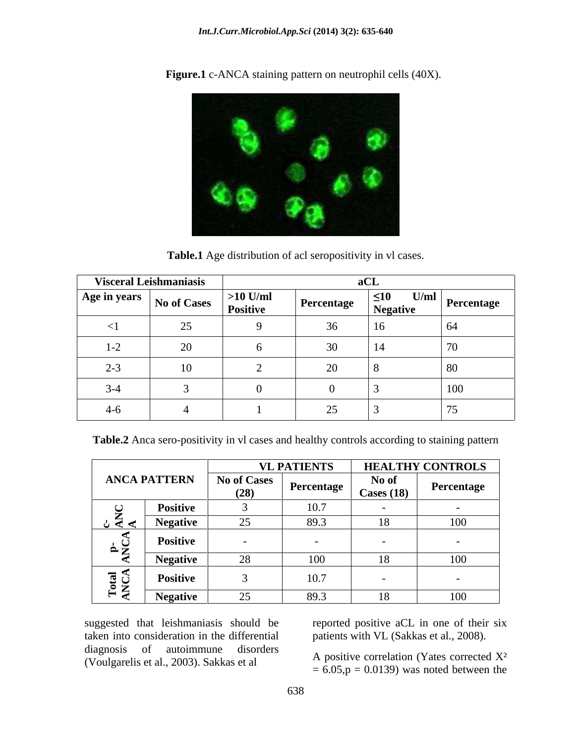**Figure.1** c-ANCA staining pattern on neutrophil cells (40X).

**Table.1** Age distribution of acl seropositivity in vl cases.

| Visceral Leishmaniasis | | aCL | | | |
|---|---|---|---|---|---|
| Age in years | No of Cases | >10 U/ml Positive | Percentage | ≤10 U/ml Negative | Percentage |
| <1 | 25 | 9 | 36 | 16 | 64 |
| 1-2 | 20 | 6 | 30 | 14 | 70 |
| 2-3 | 10 | 2 | 20 | 8 | 80 |
| 3-4 | 3 | 0 | 0 | 3 | 100 |
| 4-6 | 4 | 1 | 25 | 3 | 75 |

**Table.2** Anca sero-positivity in vl cases and healthy controls according to staining pattern

| ANCA PATTERN | | VL PATIENTS | | HEALTHY CONTROLS | |
|---|---|---|---|---|---|
| | | No of Cases (28) | Percentage | No of Cases (18) | Percentage |
| c-ANCA | Positive | 3 | 10.7 | - | - |
| | Negative | 25 | 89.3 | 18 | 100 |
| p-ANCA | Positive | - | - | - | - |
| | Negative | 28 | 100 | 18 | 100 |
| Total ANCA | Positive | 3 | 10.7 | - | - |
| | Negative | 25 | 89.3 | 18 | 100 |

suggested that leishmaniasis should be taken into consideration in the differential diagnosis of autoimmune disorders (Voulgarelis et al., 2003). Sakkas et al reported positive aCL in one of their six patients with VL (Sakkas et al., 2008).

A positive correlation (Yates corrected $X^2 = 6.05, p = 0.0139$) was noted between the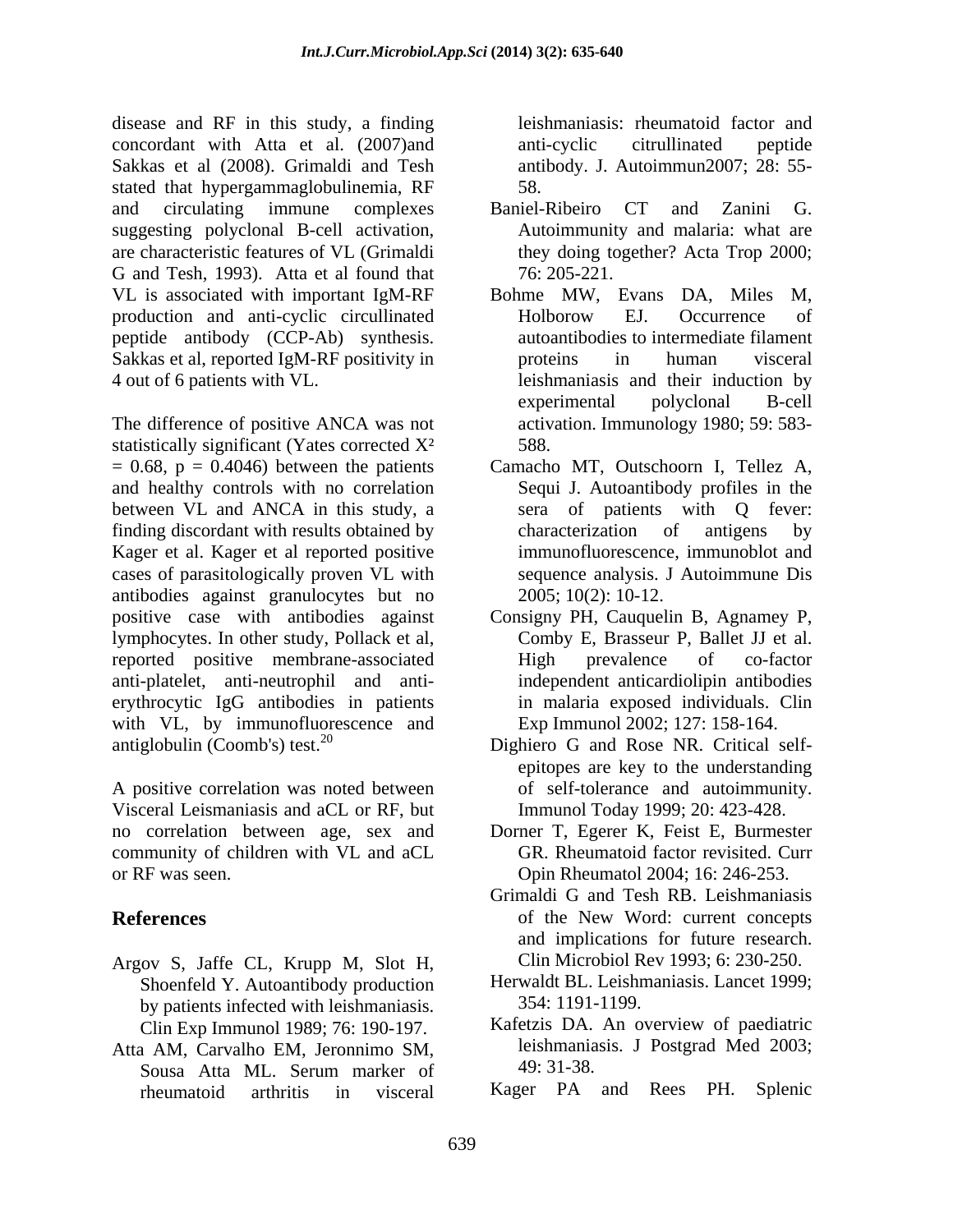disease and RF in this study, a finding concordant with Atta et al. (2007)and Sakkas et al (2008). Grimaldi and Tesh stated that hypergammaglobulinemia, RF and circulating immune complexes suggesting polyclonal B-cell activation, are characteristic features of VL (Grimaldi G and Tesh, 1993). Atta et al found that VL is associated with important IgM-RF production and anti-cyclic circullinated peptide antibody (CCP-Ab) synthesis. Sakkas et al, reported IgM-RF positivity in 4 out of 6 patients with VL.

The difference of positive ANCA was not statistically significant (Yates corrected $X^2 = 0.68$, $p = 0.4046$) between the patients and healthy controls with no correlation between VL and ANCA in this study, a finding discordant with results obtained by Kager et al. Kager et al reported positive cases of parasitologically proven VL with antibodies against granulocytes but no positive case with antibodies against lymphocytes. In other study, Pollack et al, reported positive membrane-associated anti-platelet, anti-neutrophil and anti-erythrocytic IgG antibodies in patients with VL, by immunofluorescence and antiglobulin (Coomb's) test.[20]

A positive correlation was noted between Visceral Leismaniasis and aCL or RF, but no correlation between age, sex and community of children with VL and aCL or RF was seen.

## References

Argov S, Jaffe CL, Krupp M, Slot H, Shoenfeld Y. Autoantibody production by patients infected with leishmaniasis. Clin Exp Immunol 1989; 76: 190-197.

Atta AM, Carvalho EM, Jeronnimo SM, Sousa Atta ML. Serum marker of rheumatoid arthritis in visceral leishmaniasis: rheumatoid factor and anti-cyclic citrullinated peptide antibody. J. Autoimmun2007; 28: 55-58.

Baniel-Ribeiro CT and Zanini G. Autoimmunity and malaria: what are they doing together? Acta Trop 2000; 76: 205-221.

Bohme MW, Evans DA, Miles M, Holborow EJ. Occurrence of autoantibodies to intermediate filament proteins in human visceral leishmaniasis and their induction by experimental polyclonal B-cell activation. Immunology 1980; 59: 583-588.

Camacho MT, Outschoorn I, Tellez A, Sequi J. Autoantibody profiles in the sera of patients with Q fever: characterization of antigens by immunofluorescence, immunoblot and sequence analysis. J Autoimmune Dis 2005; 10(2): 10-12.

Consigny PH, Cauquelin B, Agnamey P, Comby E, Brasseur P, Ballet JJ et al. High prevalence of co-factor independent anticardiolipin antibodies in malaria exposed individuals. Clin Exp Immunol 2002; 127: 158-164.

Dighiero G and Rose NR. Critical self-epitopes are key to the understanding of self-tolerance and autoimmunity. Immunol Today 1999; 20: 423-428.

Dorner T, Egerer K, Feist E, Burmester GR. Rheumatoid factor revisited. Curr Opin Rheumatol 2004; 16: 246-253.

Grimaldi G and Tesh RB. Leishmaniasis of the New Word: current concepts and implications for future research. Clin Microbiol Rev 1993; 6: 230-250.

Herwaldt BL. Leishmaniasis. Lancet 1999; 354: 1191-1199.

Kafetzis DA. An overview of paediatric leishmaniasis. J Postgrad Med 2003; 49: 31-38.

Kager PA and Rees PH. Splenic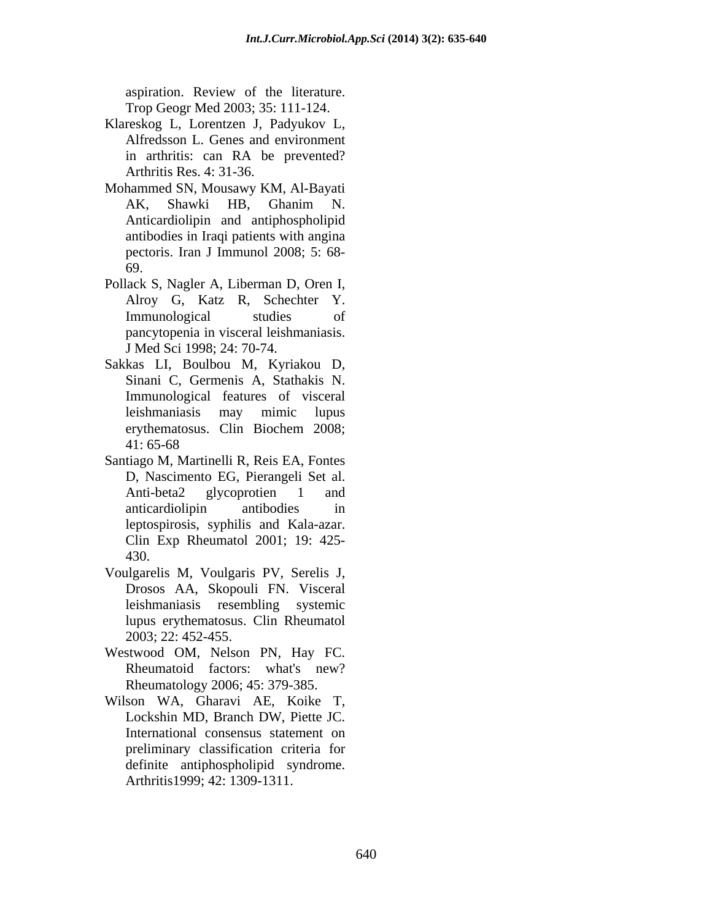aspiration. Review of the literature. Trop Geogr Med 2003; 35: 111-124.

Klareskog L, Lorentzen J, Padyukov L, Alfredsson L. Genes and environment in arthritis: can RA be prevented? Arthritis Res. 4: 31-36.

Mohammed SN, Mousawy KM, Al-Bayati AK, Shawki HB, Ghanim N. Anticardiolipin and antiphospholipid antibodies in Iraqi patients with angina pectoris. Iran J Immunol 2008; 5: 68-69.

Pollack S, Nagler A, Liberman D, Oren I, Alroy G, Katz R, Schechter Y. Immunological studies of pancytopenia in visceral leishmaniasis. J Med Sci 1998; 24: 70-74.

Sakkas LI, Boulbou M, Kyriakou D, Sinani C, Germenis A, Stathakis N. Immunological features of visceral leishmaniasis may mimic lupus erythematosus. Clin Biochem 2008; 41: 65-68

Santiago M, Martinelli R, Reis EA, Fontes D, Nascimento EG, Pierangeli Set al. Anti-beta2 glycoprotien 1 and anticardiolipin antibodies in leptospirosis, syphilis and Kala-azar. Clin Exp Rheumatol 2001; 19: 425-430.

Voulgarelis M, Voulgaris PV, Serelis J, Drosos AA, Skopouli FN. Visceral leishmaniasis resembling systemic lupus erythematosus. Clin Rheumatol 2003; 22: 452-455.

Westwood OM, Nelson PN, Hay FC. Rheumatoid factors: what's new? Rheumatology 2006; 45: 379-385.

Wilson WA, Gharavi AE, Koike T, Lockshin MD, Branch DW, Piette JC. International consensus statement on preliminary classification criteria for definite antiphospholipid syndrome. Arthritis1999; 42: 1309-1311.